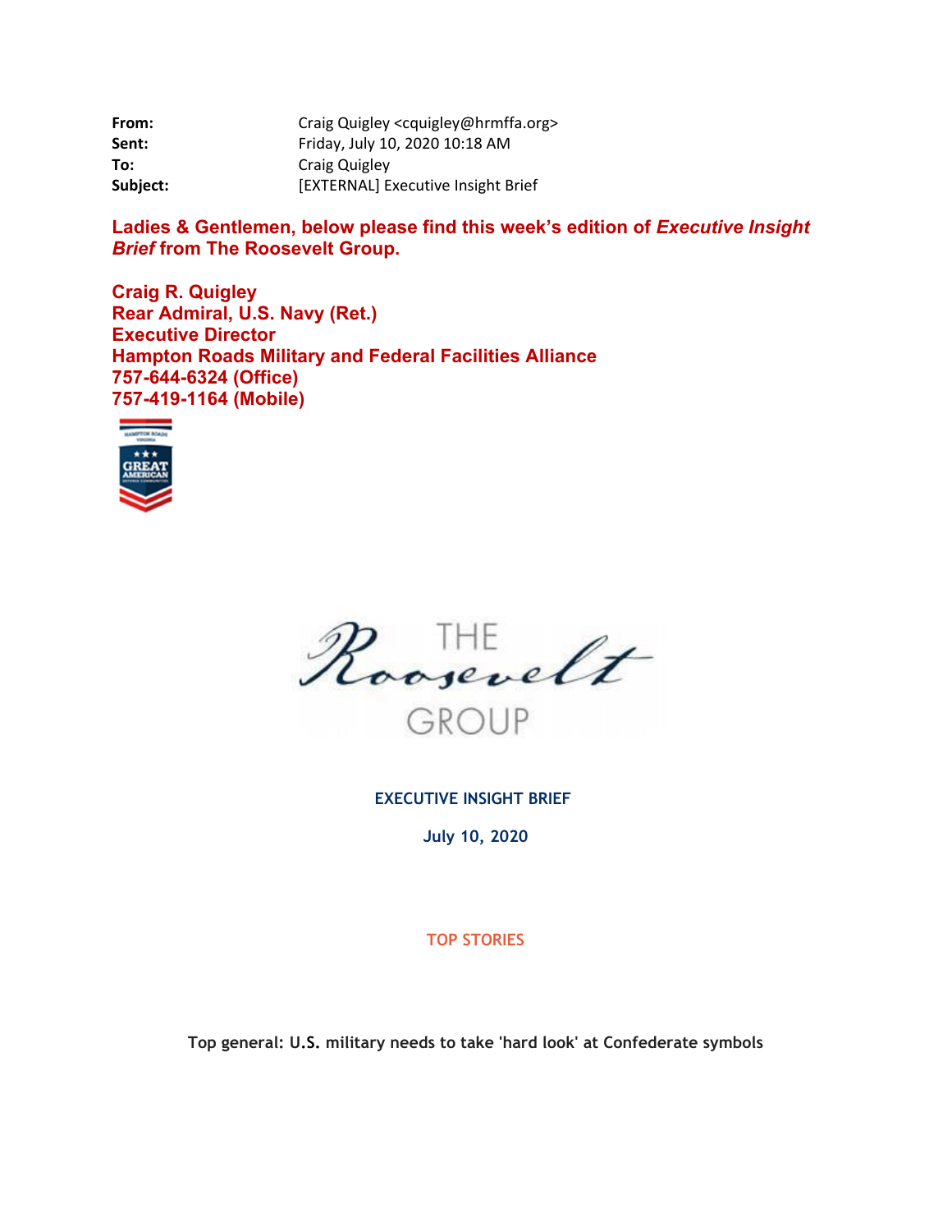**From:** Craig Quigley <cquigley@hrmffa.org>
**Sent:** Friday, July 10, 2020 10:18 AM
**To:** Craig Quigley
**Subject:** [EXTERNAL] Executive Insight Brief

**Ladies & Gentlemen, below please find this week's edition of *Executive Insight Brief* from The Roosevelt Group.**

**Craig R. Quigley**
**Rear Admiral, U.S. Navy (Ret.)**
**Executive Director**
**Hampton Roads Military and Federal Facilities Alliance**
**757-644-6324 (Office)**
**757-419-1164 (Mobile)**

THE Roosevelt GROUP

**EXECUTIVE INSIGHT BRIEF**

**July 10, 2020**

**TOP STORIES**

**Top general: U.S. military needs to take 'hard look' at Confederate symbols**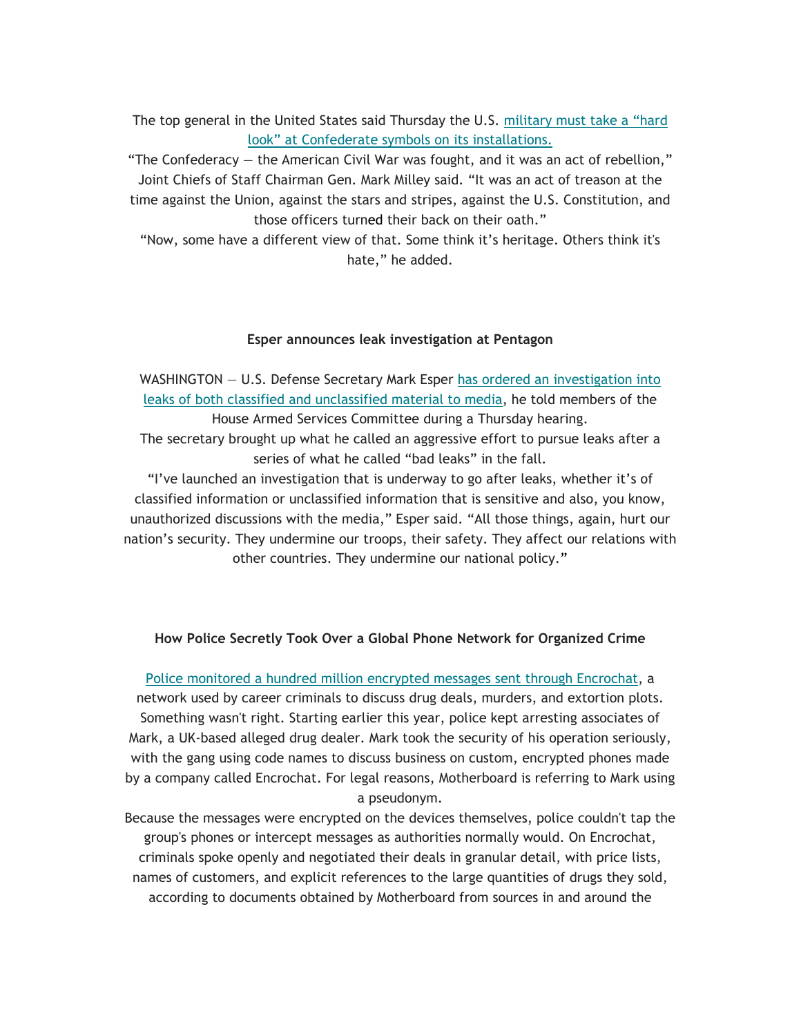The top general in the United States said Thursday the U.S. military must take a "hard look" at Confederate symbols on its installations.

"The Confederacy — the American Civil War was fought, and it was an act of rebellion," Joint Chiefs of Staff Chairman Gen. Mark Milley said. "It was an act of treason at the time against the Union, against the stars and stripes, against the U.S. Constitution, and those officers turned their back on their oath."

"Now, some have a different view of that. Some think it's heritage. Others think it's hate," he added.

**Esper announces leak investigation at Pentagon**

WASHINGTON — U.S. Defense Secretary Mark Esper has ordered an investigation into leaks of both classified and unclassified material to media, he told members of the House Armed Services Committee during a Thursday hearing.

The secretary brought up what he called an aggressive effort to pursue leaks after a series of what he called "bad leaks" in the fall.

"I've launched an investigation that is underway to go after leaks, whether it's of classified information or unclassified information that is sensitive and also, you know, unauthorized discussions with the media," Esper said. "All those things, again, hurt our nation's security. They undermine our troops, their safety. They affect our relations with other countries. They undermine our national policy."

**How Police Secretly Took Over a Global Phone Network for Organized Crime**

Police monitored a hundred million encrypted messages sent through Encrochat, a network used by career criminals to discuss drug deals, murders, and extortion plots. Something wasn't right. Starting earlier this year, police kept arresting associates of Mark, a UK-based alleged drug dealer. Mark took the security of his operation seriously, with the gang using code names to discuss business on custom, encrypted phones made by a company called Encrochat. For legal reasons, Motherboard is referring to Mark using a pseudonym.

Because the messages were encrypted on the devices themselves, police couldn't tap the group's phones or intercept messages as authorities normally would. On Encrochat, criminals spoke openly and negotiated their deals in granular detail, with price lists, names of customers, and explicit references to the large quantities of drugs they sold, according to documents obtained by Motherboard from sources in and around the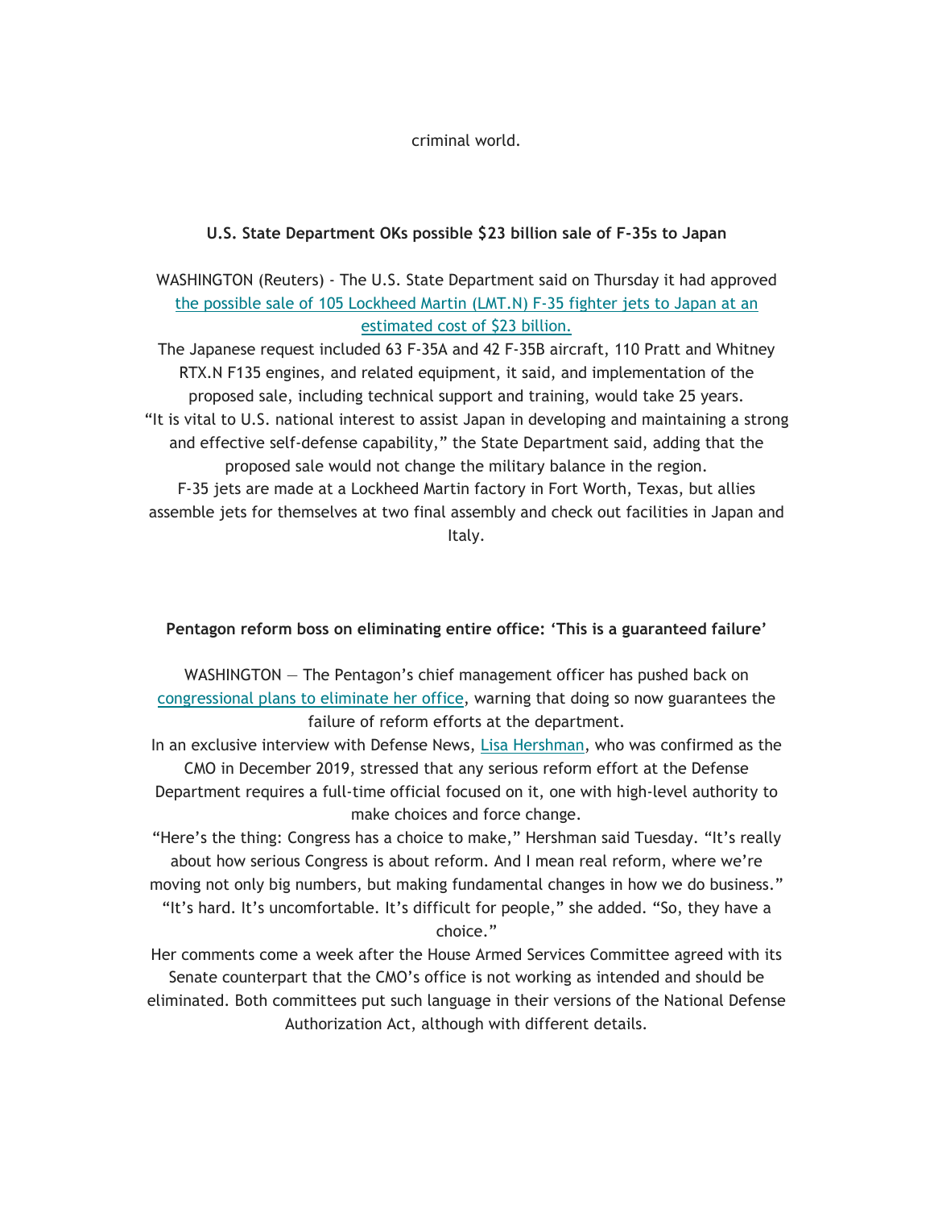criminal world.

**U.S. State Department OKs possible $23 billion sale of F-35s to Japan**

WASHINGTON (Reuters) - The U.S. State Department said on Thursday it had approved [the possible sale of 105 Lockheed Martin (LMT.N) F-35 fighter jets to Japan at an estimated cost of $23 billion.]

The Japanese request included 63 F-35A and 42 F-35B aircraft, 110 Pratt and Whitney RTX.N F135 engines, and related equipment, it said, and implementation of the proposed sale, including technical support and training, would take 25 years.

"It is vital to U.S. national interest to assist Japan in developing and maintaining a strong and effective self-defense capability," the State Department said, adding that the proposed sale would not change the military balance in the region.

F-35 jets are made at a Lockheed Martin factory in Fort Worth, Texas, but allies assemble jets for themselves at two final assembly and check out facilities in Japan and Italy.

**Pentagon reform boss on eliminating entire office: 'This is a guaranteed failure'**

WASHINGTON — The Pentagon's chief management officer has pushed back on [congressional plans to eliminate her office], warning that doing so now guarantees the failure of reform efforts at the department.

In an exclusive interview with Defense News, [Lisa Hershman], who was confirmed as the CMO in December 2019, stressed that any serious reform effort at the Defense Department requires a full-time official focused on it, one with high-level authority to make choices and force change.

"Here's the thing: Congress has a choice to make," Hershman said Tuesday. "It's really about how serious Congress is about reform. And I mean real reform, where we're moving not only big numbers, but making fundamental changes in how we do business."

"It's hard. It's uncomfortable. It's difficult for people," she added. "So, they have a choice."

Her comments come a week after the House Armed Services Committee agreed with its Senate counterpart that the CMO's office is not working as intended and should be eliminated. Both committees put such language in their versions of the National Defense Authorization Act, although with different details.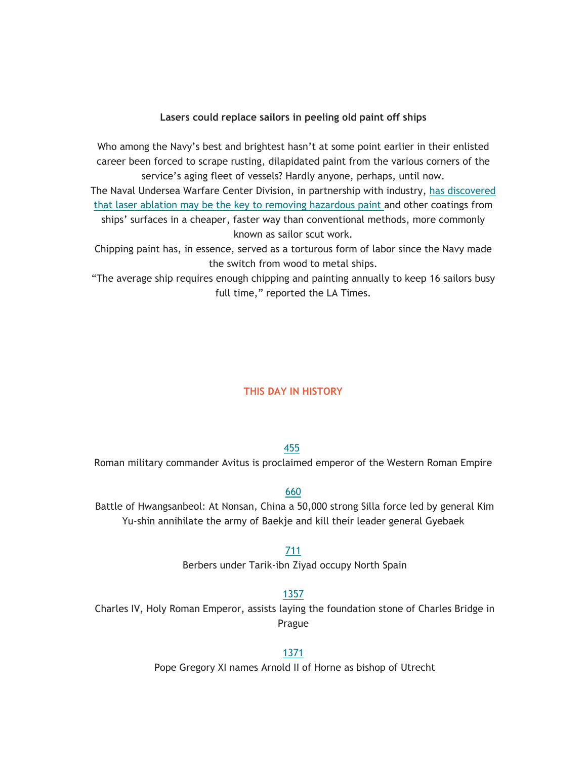**Lasers could replace sailors in peeling old paint off ships**

Who among the Navy's best and brightest hasn't at some point earlier in their enlisted career been forced to scrape rusting, dilapidated paint from the various corners of the service's aging fleet of vessels? Hardly anyone, perhaps, until now.

The Naval Undersea Warfare Center Division, in partnership with industry, has discovered that laser ablation may be the key to removing hazardous paint and other coatings from ships' surfaces in a cheaper, faster way than conventional methods, more commonly known as sailor scut work.

Chipping paint has, in essence, served as a torturous form of labor since the Navy made the switch from wood to metal ships.

"The average ship requires enough chipping and painting annually to keep 16 sailors busy full time," reported the LA Times.

## THIS DAY IN HISTORY

455
Roman military commander Avitus is proclaimed emperor of the Western Roman Empire

660
Battle of Hwangsanbeol: At Nonsan, China a 50,000 strong Silla force led by general Kim Yu-shin annihilate the army of Baekje and kill their leader general Gyebaek

711
Berbers under Tarik-ibn Ziyad occupy North Spain

1357
Charles IV, Holy Roman Emperor, assists laying the foundation stone of Charles Bridge in Prague

1371
Pope Gregory XI names Arnold II of Horne as bishop of Utrecht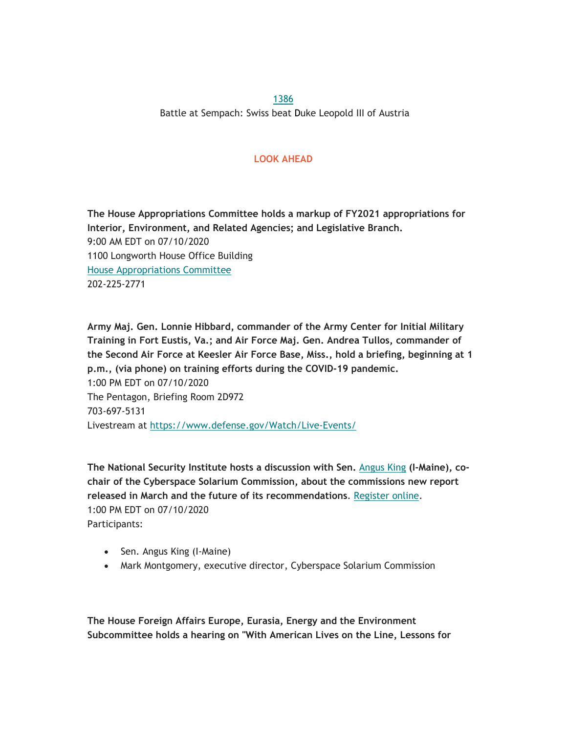1386

Battle at Sempach: Swiss beat Duke Leopold III of Austria

## LOOK AHEAD

**The House Appropriations Committee holds a markup of FY2021 appropriations for Interior, Environment, and Related Agencies; and Legislative Branch.**

9:00 AM EDT on 07/10/2020
1100 Longworth House Office Building
House Appropriations Committee
202-225-2771

**Army Maj. Gen. Lonnie Hibbard, commander of the Army Center for Initial Military Training in Fort Eustis, Va.; and Air Force Maj. Gen. Andrea Tullos, commander of the Second Air Force at Keesler Air Force Base, Miss., hold a briefing, beginning at 1 p.m., (via phone) on training efforts during the COVID-19 pandemic.**

1:00 PM EDT on 07/10/2020
The Pentagon, Briefing Room 2D972
703-697-5131
Livestream at https://www.defense.gov/Watch/Live-Events/

**The National Security Institute hosts a discussion with Sen.** Angus King **(I-Maine), co-chair of the Cyberspace Solarium Commission, about the commissions new report released in March and the future of its recommendations**. Register online.

1:00 PM EDT on 07/10/2020
Participants:

- Sen. Angus King (I-Maine)
- Mark Montgomery, executive director, Cyberspace Solarium Commission

**The House Foreign Affairs Europe, Eurasia, Energy and the Environment Subcommittee holds a hearing on "With American Lives on the Line, Lessons for**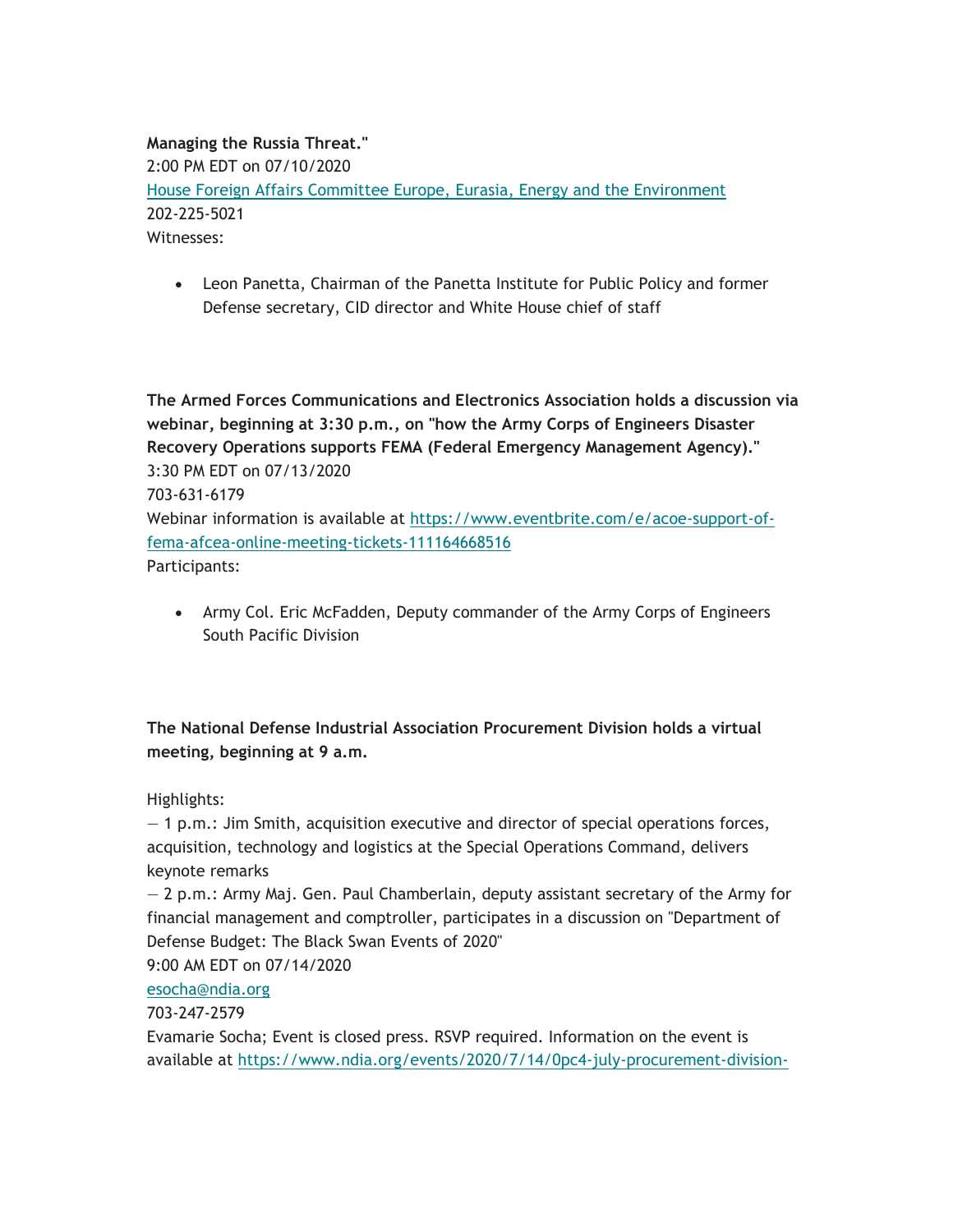**Managing the Russia Threat."**
2:00 PM EDT on 07/10/2020
House Foreign Affairs Committee Europe, Eurasia, Energy and the Environment
202-225-5021
Witnesses:

- Leon Panetta, Chairman of the Panetta Institute for Public Policy and former Defense secretary, CID director and White House chief of staff

**The Armed Forces Communications and Electronics Association holds a discussion via webinar, beginning at 3:30 p.m., on "how the Army Corps of Engineers Disaster Recovery Operations supports FEMA (Federal Emergency Management Agency)."**
3:30 PM EDT on 07/13/2020
703-631-6179
Webinar information is available at https://www.eventbrite.com/e/acoe-support-of-fema-afcea-online-meeting-tickets-111164668516
Participants:

- Army Col. Eric McFadden, Deputy commander of the Army Corps of Engineers South Pacific Division

**The National Defense Industrial Association Procurement Division holds a virtual meeting, beginning at 9 a.m.**

Highlights:
— 1 p.m.: Jim Smith, acquisition executive and director of special operations forces, acquisition, technology and logistics at the Special Operations Command, delivers keynote remarks
— 2 p.m.: Army Maj. Gen. Paul Chamberlain, deputy assistant secretary of the Army for financial management and comptroller, participates in a discussion on "Department of Defense Budget: The Black Swan Events of 2020"
9:00 AM EDT on 07/14/2020
esocha@ndia.org
703-247-2579
Evamarie Socha; Event is closed press. RSVP required. Information on the event is available at https://www.ndia.org/events/2020/7/14/0pc4-july-procurement-division-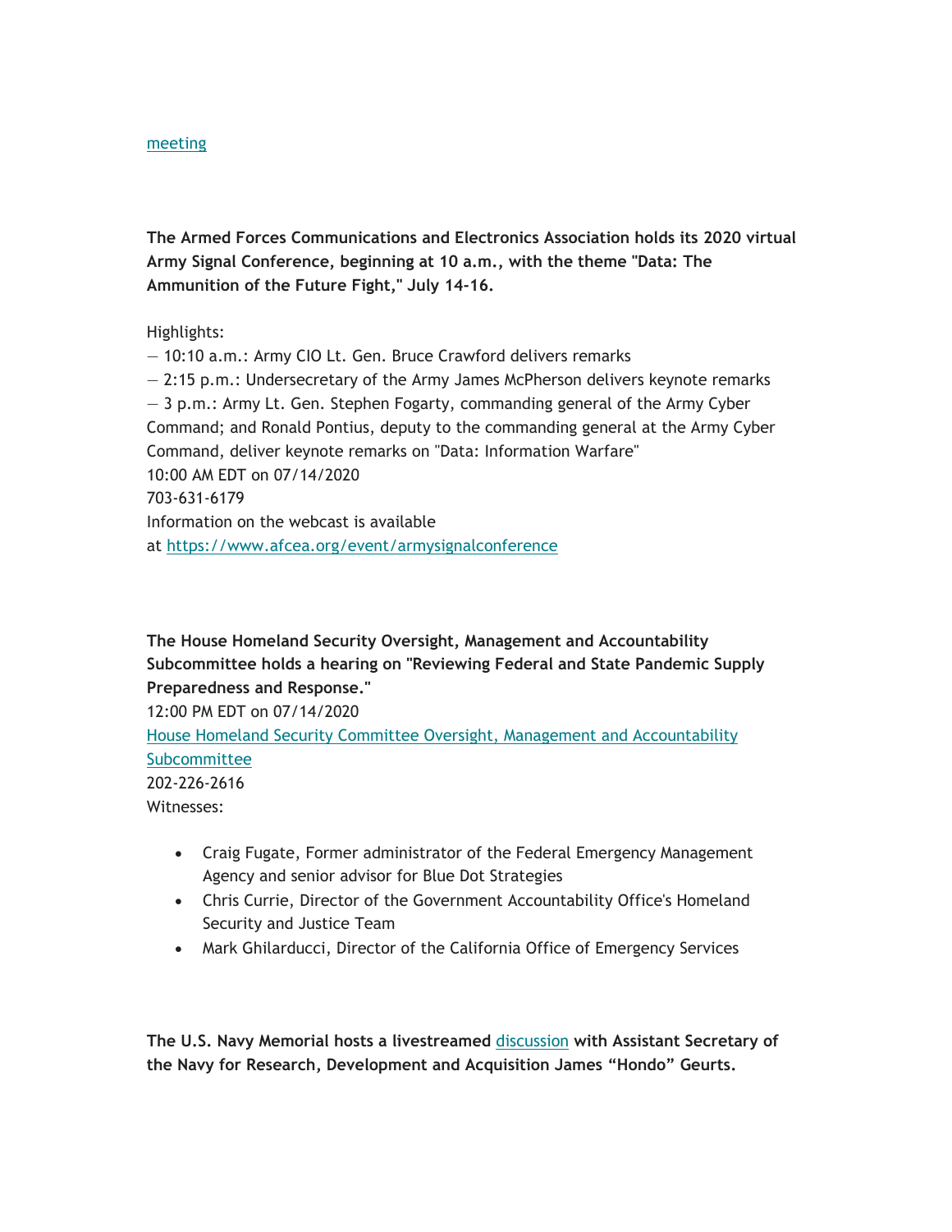[meeting](#)

**The Armed Forces Communications and Electronics Association holds its 2020 virtual Army Signal Conference, beginning at 10 a.m., with the theme "Data: The Ammunition of the Future Fight," July 14-16.**

Highlights:
— 10:10 a.m.: Army CIO Lt. Gen. Bruce Crawford delivers remarks
— 2:15 p.m.: Undersecretary of the Army James McPherson delivers keynote remarks
— 3 p.m.: Army Lt. Gen. Stephen Fogarty, commanding general of the Army Cyber Command; and Ronald Pontius, deputy to the commanding general at the Army Cyber Command, deliver keynote remarks on "Data: Information Warfare"
10:00 AM EDT on 07/14/2020
703-631-6179
Information on the webcast is available at [https://www.afcea.org/event/armysignalconference](https://www.afcea.org/event/armysignalconference)

**The House Homeland Security Oversight, Management and Accountability Subcommittee holds a hearing on "Reviewing Federal and State Pandemic Supply Preparedness and Response."**
12:00 PM EDT on 07/14/2020
[House Homeland Security Committee Oversight, Management and Accountability Subcommittee](#)
202-226-2616
Witnesses:

- Craig Fugate, Former administrator of the Federal Emergency Management Agency and senior advisor for Blue Dot Strategies
- Chris Currie, Director of the Government Accountability Office's Homeland Security and Justice Team
- Mark Ghilarducci, Director of the California Office of Emergency Services

**The U.S. Navy Memorial hosts a livestreamed [discussion](#) with Assistant Secretary of the Navy for Research, Development and Acquisition James "Hondo" Geurts.**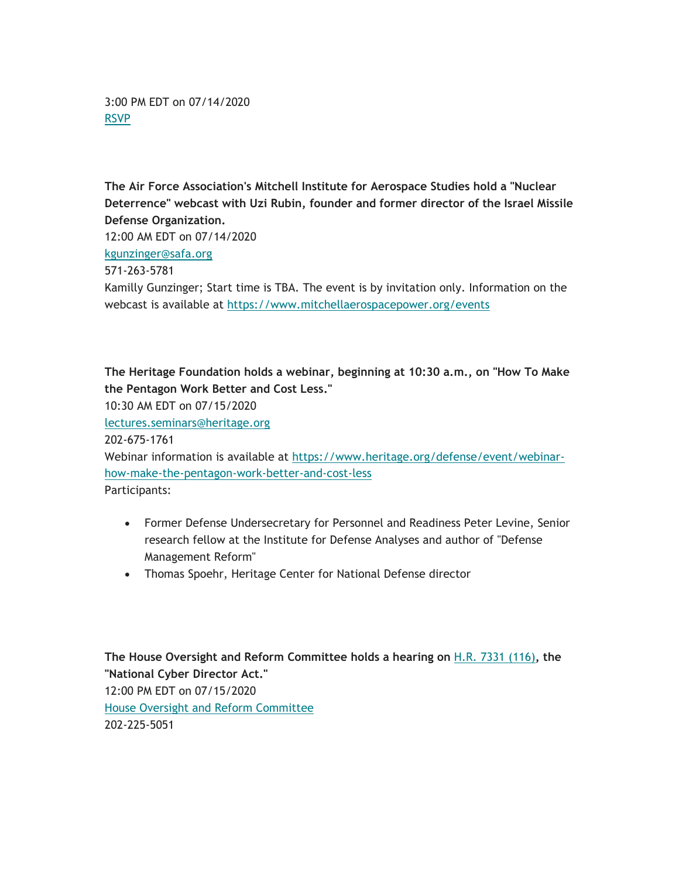3:00 PM EDT on 07/14/2020
[RSVP]

**The Air Force Association's Mitchell Institute for Aerospace Studies hold a "Nuclear Deterrence" webcast with Uzi Rubin, founder and former director of the Israel Missile Defense Organization.**
12:00 AM EDT on 07/14/2020
kgunzinger@safa.org
571-263-5781
Kamilly Gunzinger; Start time is TBA. The event is by invitation only. Information on the webcast is available at https://www.mitchellaerospacepower.org/events

**The Heritage Foundation holds a webinar, beginning at 10:30 a.m., on "How To Make the Pentagon Work Better and Cost Less."**
10:30 AM EDT on 07/15/2020
lectures.seminars@heritage.org
202-675-1761
Webinar information is available at https://www.heritage.org/defense/event/webinar-how-make-the-pentagon-work-better-and-cost-less
Participants:

- Former Defense Undersecretary for Personnel and Readiness Peter Levine, Senior research fellow at the Institute for Defense Analyses and author of "Defense Management Reform"
- Thomas Spoehr, Heritage Center for National Defense director

**The House Oversight and Reform Committee holds a hearing on H.R. 7331 (116), the "National Cyber Director Act."**
12:00 PM EDT on 07/15/2020
House Oversight and Reform Committee
202-225-5051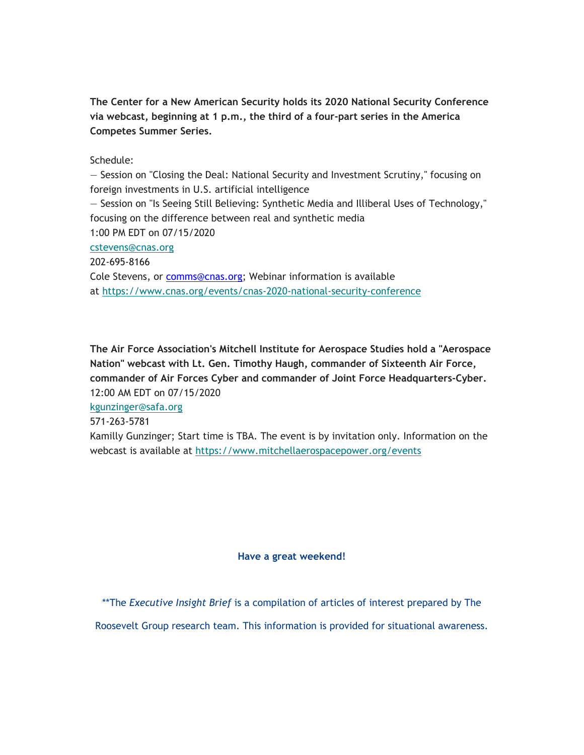**The Center for a New American Security holds its 2020 National Security Conference via webcast, beginning at 1 p.m., the third of a four-part series in the America Competes Summer Series.**

Schedule:
— Session on "Closing the Deal: National Security and Investment Scrutiny," focusing on foreign investments in U.S. artificial intelligence
— Session on "Is Seeing Still Believing: Synthetic Media and Illiberal Uses of Technology," focusing on the difference between real and synthetic media
1:00 PM EDT on 07/15/2020
cstevens@cnas.org
202-695-8166
Cole Stevens, or comms@cnas.org; Webinar information is available at https://www.cnas.org/events/cnas-2020-national-security-conference

**The Air Force Association's Mitchell Institute for Aerospace Studies hold a "Aerospace Nation" webcast with Lt. Gen. Timothy Haugh, commander of Sixteenth Air Force, commander of Air Forces Cyber and commander of Joint Force Headquarters-Cyber.**
12:00 AM EDT on 07/15/2020
kgunzinger@safa.org
571-263-5781
Kamilly Gunzinger; Start time is TBA. The event is by invitation only. Information on the webcast is available at https://www.mitchellaerospacepower.org/events

**Have a great weekend!**

**The *Executive Insight Brief* is a compilation of articles of interest prepared by The Roosevelt Group research team. This information is provided for situational awareness.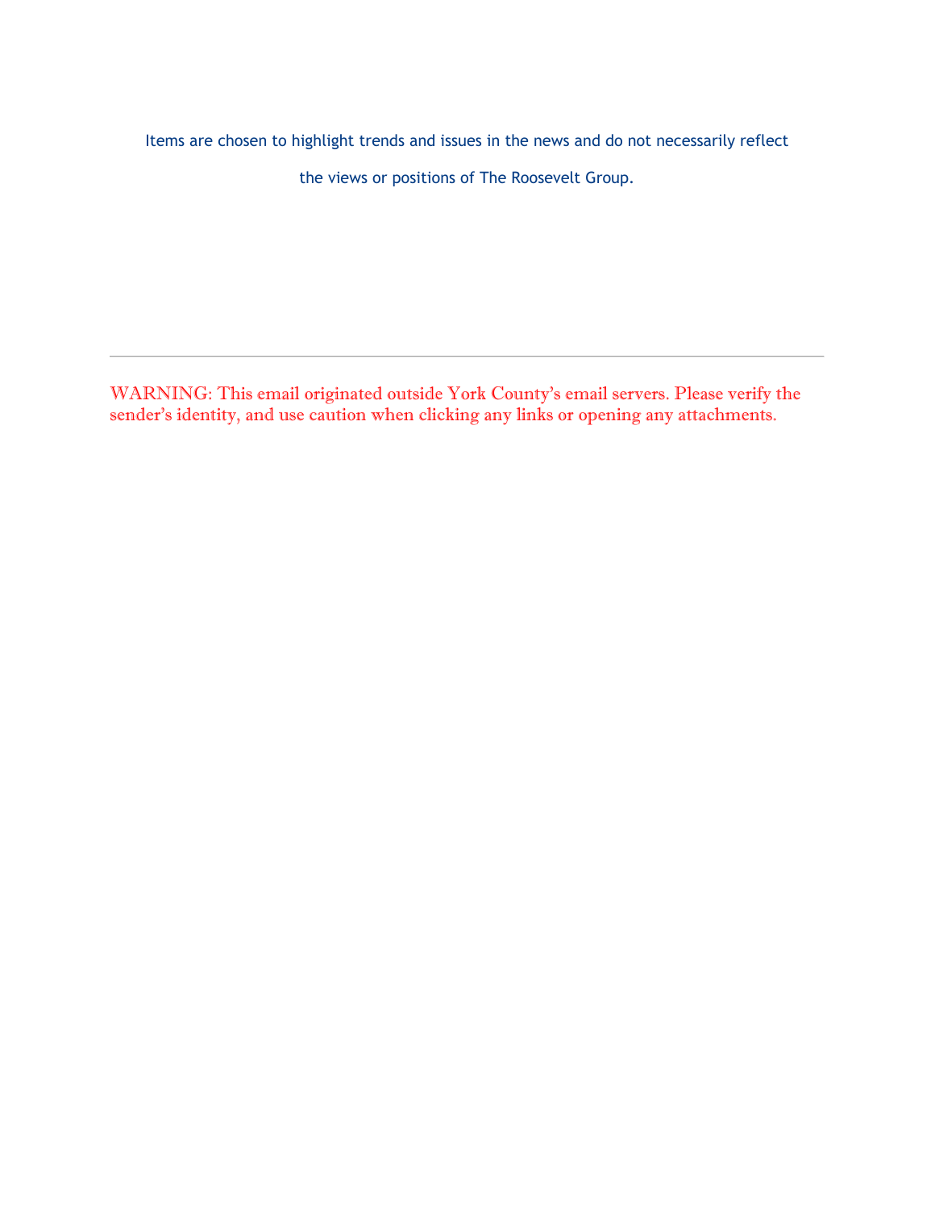Items are chosen to highlight trends and issues in the news and do not necessarily reflect the views or positions of The Roosevelt Group.

---

WARNING: This email originated outside York County's email servers. Please verify the sender's identity, and use caution when clicking any links or opening any attachments.